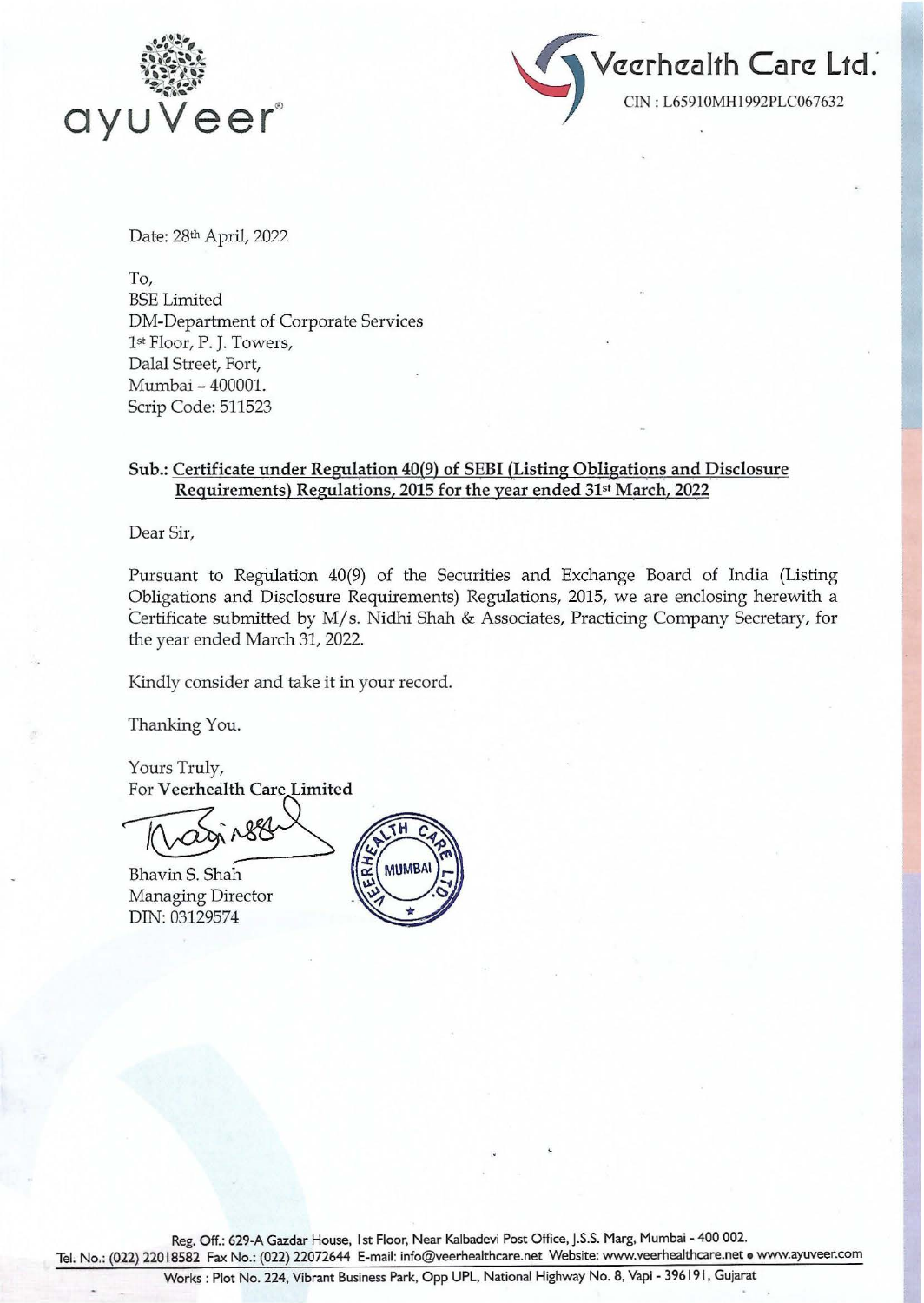ayuVeer®

**Veerhealth Care Ltd.**

CIN : L65910MH1992PLC067632

Date: 28th April, 2022

To,
BSE Limited
DM-Department of Corporate Services
1st Floor, P. J. Towers,
Dalal Street, Fort,
Mumbai – 400001.
Scrip Code: 511523

**Sub.: Certificate under Regulation 40(9) of SEBI (Listing Obligations and Disclosure Requirements) Regulations, 2015 for the year ended 31st March, 2022**

Dear Sir,

Pursuant to Regulation 40(9) of the Securities and Exchange Board of India (Listing Obligations and Disclosure Requirements) Regulations, 2015, we are enclosing herewith a Certificate submitted by M/s. Nidhi Shah & Associates, Practicing Company Secretary, for the year ended March 31, 2022.

Kindly consider and take it in your record.

Thanking You.

Yours Truly,
For **Veerhealth Care Limited**

Bhavin S. Shah
Managing Director
DIN: 03129574

Reg. Off.: 629-A Gazdar House, 1st Floor, Near Kalbadevi Post Office, J.S.S. Marg, Mumbai - 400 002.
Tel. No.: (022) 22018582 Fax No.: (022) 22072644 E-mail: info@veerhealthcare.net Website: www.veerhealthcare.net • www.ayuveer.com
Works : Plot No. 224, Vibrant Business Park, Opp UPL, National Highway No. 8, Vapi - 396191, Gujarat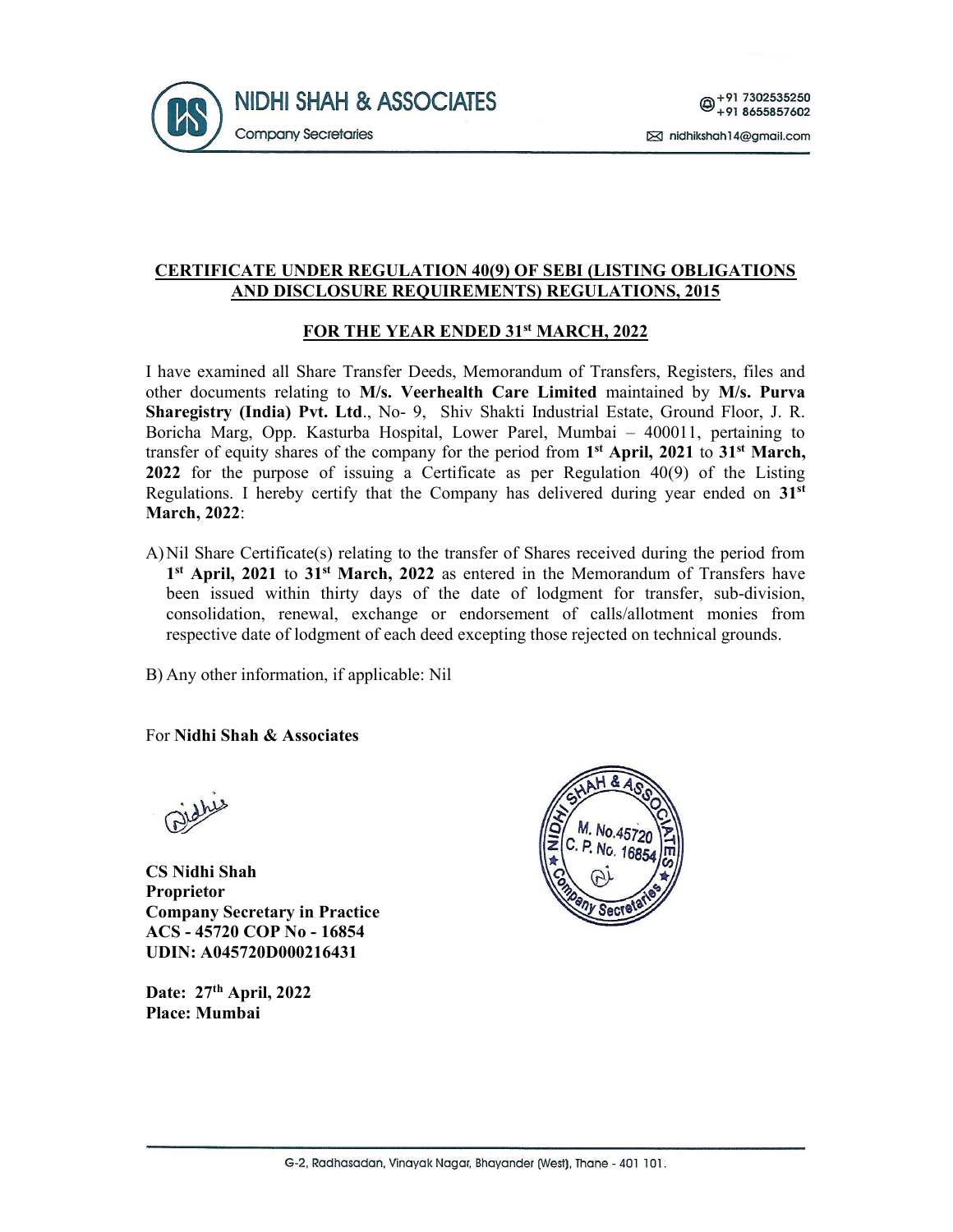NIDHI SHAH & ASSOCIATES
Company Secretaries

+91 7302535250
+91 8655857602
nidhikshah14@gmail.com

## CERTIFICATE UNDER REGULATION 40(9) OF SEBI (LISTING OBLIGATIONS AND DISCLOSURE REQUIREMENTS) REGULATIONS, 2015

## FOR THE YEAR ENDED 31st MARCH, 2022

I have examined all Share Transfer Deeds, Memorandum of Transfers, Registers, files and other documents relating to **M/s. Veerhealth Care Limited** maintained by **M/s. Purva Sharegistry (India) Pvt. Ltd**., No- 9, Shiv Shakti Industrial Estate, Ground Floor, J. R. Boricha Marg, Opp. Kasturba Hospital, Lower Parel, Mumbai – 400011, pertaining to transfer of equity shares of the company for the period from **1st April, 2021** to **31st March, 2022** for the purpose of issuing a Certificate as per Regulation 40(9) of the Listing Regulations. I hereby certify that the Company has delivered during year ended on **31st March, 2022**:

A) Nil Share Certificate(s) relating to the transfer of Shares received during the period from **1st April, 2021** to **31st March, 2022** as entered in the Memorandum of Transfers have been issued within thirty days of the date of lodgment for transfer, sub-division, consolidation, renewal, exchange or endorsement of calls/allotment monies from respective date of lodgment of each deed excepting those rejected on technical grounds.

B) Any other information, if applicable: Nil

For **Nidhi Shah & Associates**

**CS Nidhi Shah**
**Proprietor**
**Company Secretary in Practice**
**ACS - 45720 COP No - 16854**
**UDIN: A045720D000216431**

**Date: 27th April, 2022**
**Place: Mumbai**

G-2, Radhasadan, Vinayak Nagar, Bhayander (West), Thane - 401 101.